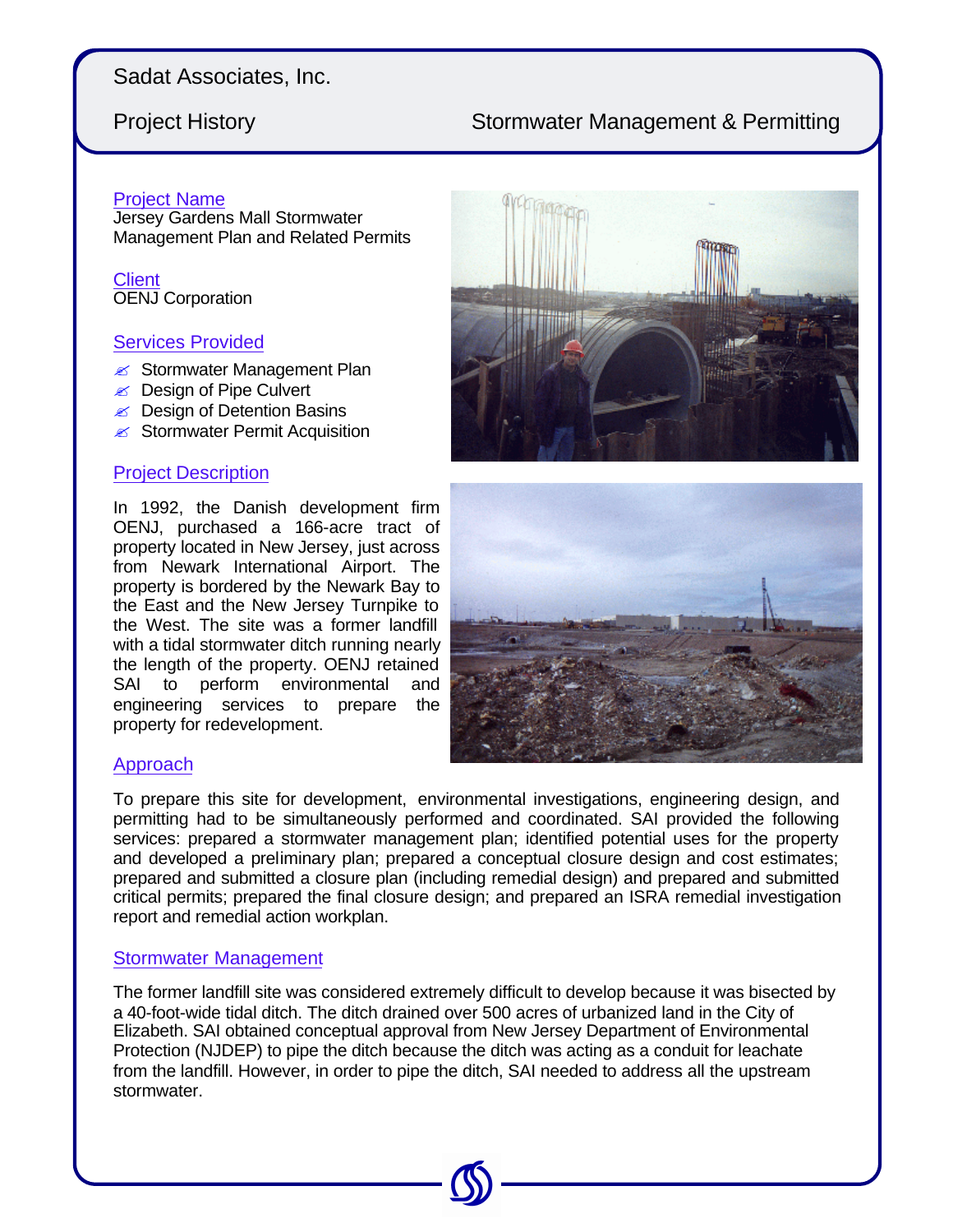# Sadat Associates, Inc.

## Project History — Stormwater Management & Permitting

### Project Name

Jersey Gardens Mall Stormwater Management Plan and Related Permits

### Client

OENJ Corporation

### Services Provided

- Stormwater Management Plan
- Design of Pipe Culvert
- Design of Detention Basins
- Stormwater Permit Acquisition

### Project Description

In 1992, the Danish development firm OENJ, purchased a 166-acre tract of property located in New Jersey, just across from Newark International Airport. The property is bordered by the Newark Bay to the East and the New Jersey Turnpike to the West. The site was a former landfill with a tidal stormwater ditch running nearly the length of the property. OENJ retained SAI to perform environmental and engineering services to prepare the property for redevelopment.

### Approach

To prepare this site for development, environmental investigations, engineering design, and permitting had to be simultaneously performed and coordinated. SAI provided the following services: prepared a stormwater management plan; identified potential uses for the property and developed a preliminary plan; prepared a conceptual closure design and cost estimates; prepared and submitted a closure plan (including remedial design) and prepared and submitted critical permits; prepared the final closure design; and prepared an ISRA remedial investigation report and remedial action workplan.

### Stormwater Management

The former landfill site was considered extremely difficult to develop because it was bisected by a 40-foot-wide tidal ditch. The ditch drained over 500 acres of urbanized land in the City of Elizabeth. SAI obtained conceptual approval from New Jersey Department of Environmental Protection (NJDEP) to pipe the ditch because the ditch was acting as a conduit for leachate from the landfill. However, in order to pipe the ditch, SAI needed to address all the upstream stormwater.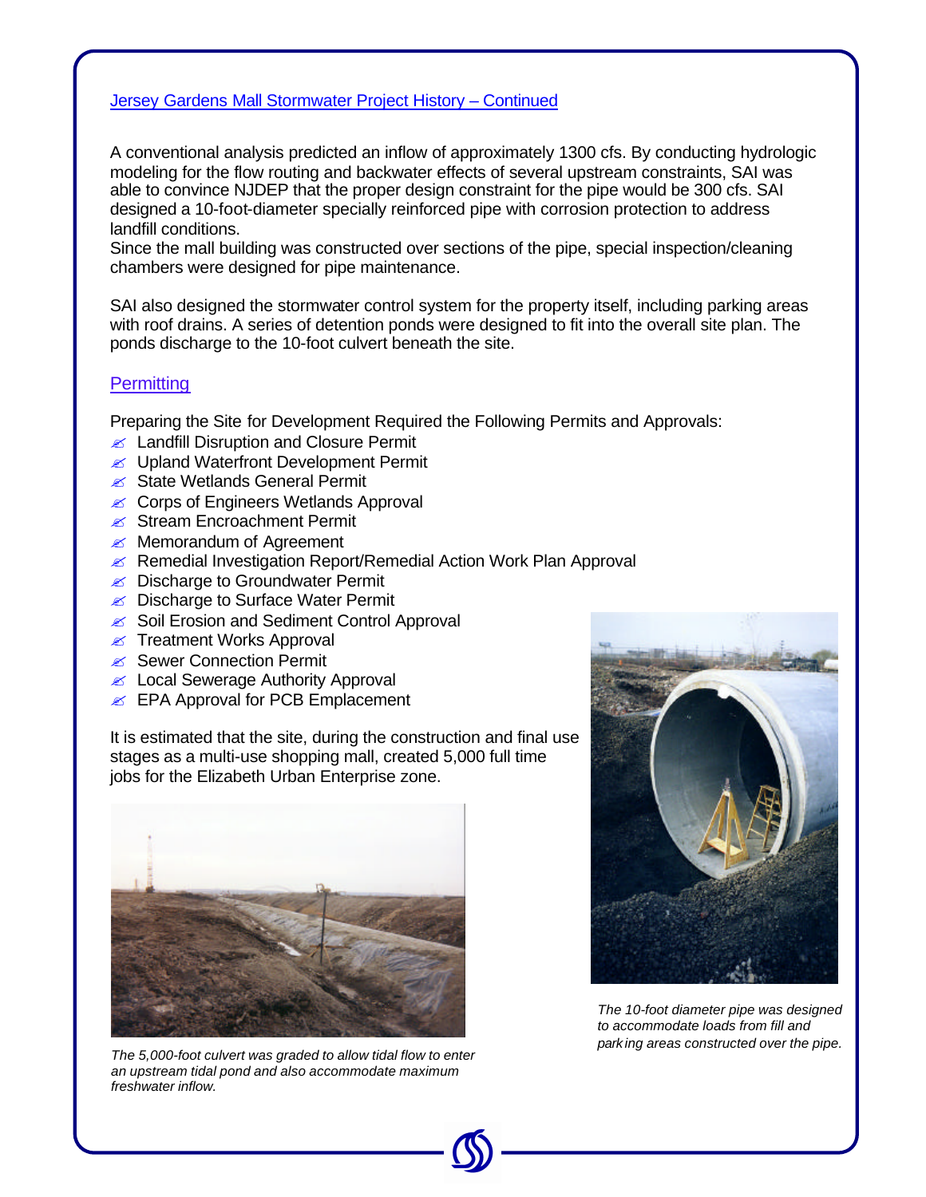## Jersey Gardens Mall Stormwater Project History – Continued

A conventional analysis predicted an inflow of approximately 1300 cfs. By conducting hydrologic modeling for the flow routing and backwater effects of several upstream constraints, SAI was able to convince NJDEP that the proper design constraint for the pipe would be 300 cfs. SAI designed a 10-foot-diameter specially reinforced pipe with corrosion protection to address landfill conditions.
Since the mall building was constructed over sections of the pipe, special inspection/cleaning chambers were designed for pipe maintenance.

SAI also designed the stormwater control system for the property itself, including parking areas with roof drains. A series of detention ponds were designed to fit into the overall site plan. The ponds discharge to the 10-foot culvert beneath the site.

## Permitting

Preparing the Site for Development Required the Following Permits and Approvals:

- Landfill Disruption and Closure Permit
- Upland Waterfront Development Permit
- State Wetlands General Permit
- Corps of Engineers Wetlands Approval
- Stream Encroachment Permit
- Memorandum of Agreement
- Remedial Investigation Report/Remedial Action Work Plan Approval
- Discharge to Groundwater Permit
- Discharge to Surface Water Permit
- Soil Erosion and Sediment Control Approval
- Treatment Works Approval
- Sewer Connection Permit
- Local Sewerage Authority Approval
- EPA Approval for PCB Emplacement

It is estimated that the site, during the construction and final use stages as a multi-use shopping mall, created 5,000 full time jobs for the Elizabeth Urban Enterprise zone.

*The 5,000-foot culvert was graded to allow tidal flow to enter an upstream tidal pond and also accommodate maximum freshwater inflow.*

*The 10-foot diameter pipe was designed to accommodate loads from fill and parking areas constructed over the pipe.*